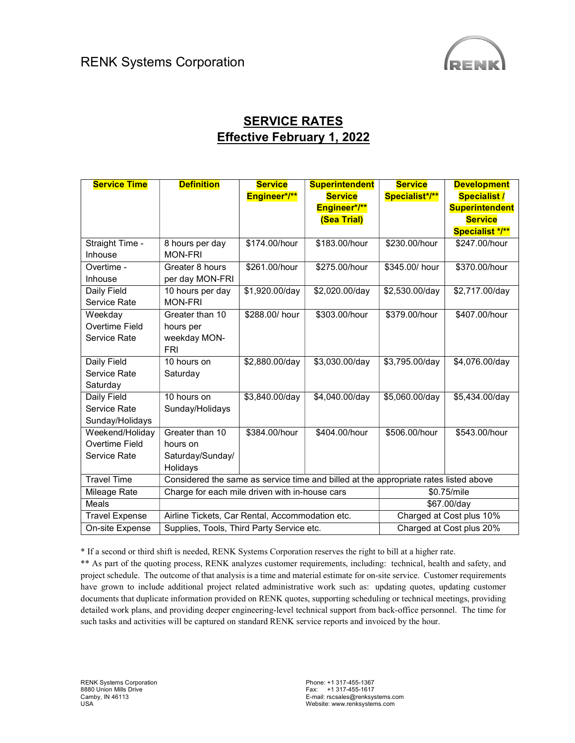RENK Systems Corporation

# SERVICE RATES
## Effective February 1, 2022

| Service Time | Definition | Service Engineer*/** | Superintendent Service Engineer*/** (Sea Trial) | Service Specialist*/** | Development Specialist / Superintendent Service Specialist */** |
|---|---|---|---|---|---|
| Straight Time - Inhouse | 8 hours per day MON-FRI | $174.00/hour | $183.00/hour | $230.00/hour | $247.00/hour |
| Overtime - Inhouse | Greater 8 hours per day MON-FRI | $261.00/hour | $275.00/hour | $345.00/ hour | $370.00/hour |
| Daily Field Service Rate | 10 hours per day MON-FRI | $1,920.00/day | $2,020.00/day | $2,530.00/day | $2,717.00/day |
| Weekday Overtime Field Service Rate | Greater than 10 hours per weekday MON-FRI | $288.00/ hour | $303.00/hour | $379.00/hour | $407.00/hour |
| Daily Field Service Rate Saturday | 10 hours on Saturday | $2,880.00/day | $3,030.00/day | $3,795.00/day | $4,076.00/day |
| Daily Field Service Rate Sunday/Holidays | 10 hours on Sunday/Holidays | $3,840.00/day | $4,040.00/day | $5,060.00/day | $5,434.00/day |
| Weekend/Holiday Overtime Field Service Rate | Greater than 10 hours on Saturday/Sunday/ Holidays | $384.00/hour | $404.00/hour | $506.00/hour | $543.00/hour |
| Travel Time | Considered the same as service time and billed at the appropriate rates listed above | | | | |
| Mileage Rate | Charge for each mile driven with in-house cars | | | $0.75/mile | |
| Meals | | | | $67.00/day | |
| Travel Expense | Airline Tickets, Car Rental, Accommodation etc. | | | Charged at Cost plus 10% | |
| On-site Expense | Supplies, Tools, Third Party Service etc. | | | Charged at Cost plus 20% | |

* If a second or third shift is needed, RENK Systems Corporation reserves the right to bill at a higher rate.

** As part of the quoting process, RENK analyzes customer requirements, including: technical, health and safety, and project schedule. The outcome of that analysis is a time and material estimate for on-site service. Customer requirements have grown to include additional project related administrative work such as: updating quotes, updating customer documents that duplicate information provided on RENK quotes, supporting scheduling or technical meetings, providing detailed work plans, and providing deeper engineering-level technical support from back-office personnel. The time for such tasks and activities will be captured on standard RENK service reports and invoiced by the hour.

RENK Systems Corporation
8880 Union Mills Drive
Camby, IN 46113
USA

Phone: +1 317-455-1367
Fax: +1 317-455-1617
E-mail: rscsales@renksystems.com
Website: www.renksystems.com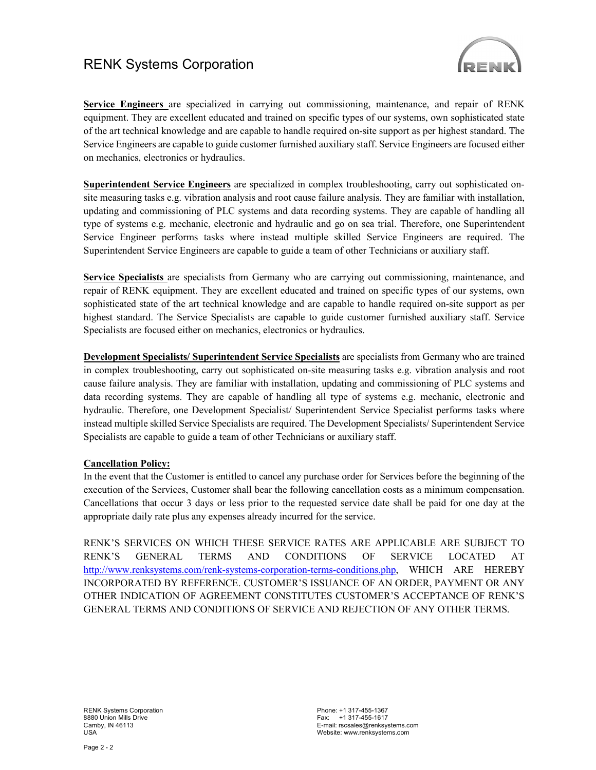**Service Engineers** are specialized in carrying out commissioning, maintenance, and repair of RENK equipment. They are excellent educated and trained on specific types of our systems, own sophisticated state of the art technical knowledge and are capable to handle required on-site support as per highest standard. The Service Engineers are capable to guide customer furnished auxiliary staff. Service Engineers are focused either on mechanics, electronics or hydraulics.

**Superintendent Service Engineers** are specialized in complex troubleshooting, carry out sophisticated on-site measuring tasks e.g. vibration analysis and root cause failure analysis. They are familiar with installation, updating and commissioning of PLC systems and data recording systems. They are capable of handling all type of systems e.g. mechanic, electronic and hydraulic and go on sea trial. Therefore, one Superintendent Service Engineer performs tasks where instead multiple skilled Service Engineers are required. The Superintendent Service Engineers are capable to guide a team of other Technicians or auxiliary staff.

**Service Specialists** are specialists from Germany who are carrying out commissioning, maintenance, and repair of RENK equipment. They are excellent educated and trained on specific types of our systems, own sophisticated state of the art technical knowledge and are capable to handle required on-site support as per highest standard. The Service Specialists are capable to guide customer furnished auxiliary staff. Service Specialists are focused either on mechanics, electronics or hydraulics.

**Development Specialists/ Superintendent Service Specialists** are specialists from Germany who are trained in complex troubleshooting, carry out sophisticated on-site measuring tasks e.g. vibration analysis and root cause failure analysis. They are familiar with installation, updating and commissioning of PLC systems and data recording systems. They are capable of handling all type of systems e.g. mechanic, electronic and hydraulic. Therefore, one Development Specialist/ Superintendent Service Specialist performs tasks where instead multiple skilled Service Specialists are required. The Development Specialists/ Superintendent Service Specialists are capable to guide a team of other Technicians or auxiliary staff.

**Cancellation Policy:**

In the event that the Customer is entitled to cancel any purchase order for Services before the beginning of the execution of the Services, Customer shall bear the following cancellation costs as a minimum compensation. Cancellations that occur 3 days or less prior to the requested service date shall be paid for one day at the appropriate daily rate plus any expenses already incurred for the service.

RENK'S SERVICES ON WHICH THESE SERVICE RATES ARE APPLICABLE ARE SUBJECT TO RENK'S GENERAL TERMS AND CONDITIONS OF SERVICE LOCATED AT http://www.renksystems.com/renk-systems-corporation-terms-conditions.php, WHICH ARE HEREBY INCORPORATED BY REFERENCE. CUSTOMER'S ISSUANCE OF AN ORDER, PAYMENT OR ANY OTHER INDICATION OF AGREEMENT CONSTITUTES CUSTOMER'S ACCEPTANCE OF RENK'S GENERAL TERMS AND CONDITIONS OF SERVICE AND REJECTION OF ANY OTHER TERMS.